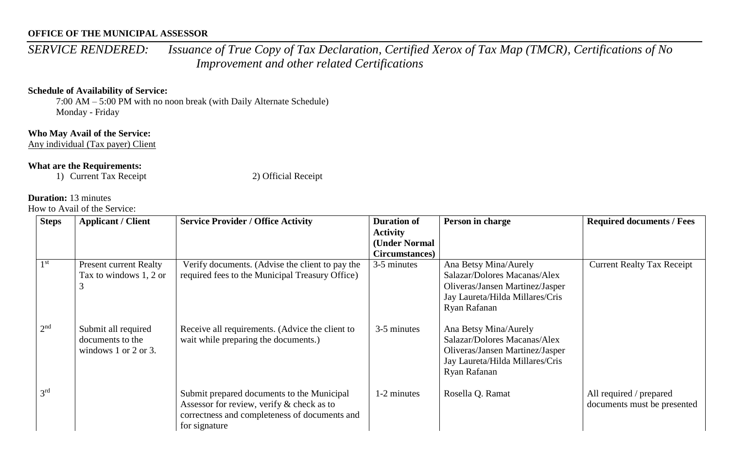**OFFICE OF THE MUNICIPAL ASSESSOR**

*SERVICE RENDERED: Issuance of True Copy of Tax Declaration, Certified Xerox of Tax Map (TMCR), Certifications of No Improvement and other related Certifications*

**Schedule of Availability of Service:**

7:00 AM – 5:00 PM with no noon break (with Daily Alternate Schedule)
Monday - Friday

**Who May Avail of the Service:**

Any individual (Tax payer) Client

**What are the Requirements:**

1) Current Tax Receipt
2) Official Receipt

**Duration:** 13 minutes

How to Avail of the Service:

| Steps | Applicant / Client | Service Provider / Office Activity | Duration of Activity (Under Normal Circumstances) | Person in charge | Required documents / Fees |
|---|---|---|---|---|---|
| 1st | Present current Realty Tax to windows 1, 2 or 3 | Verify documents. (Advise the client to pay the required fees to the Municipal Treasury Office) | 3-5 minutes | Ana Betsy Mina/Aurely Salazar/Dolores Macanas/Alex Oliveras/Jansen Martinez/Jasper Jay Laureta/Hilda Millares/Cris Ryan Rafanan | Current Realty Tax Receipt |
| 2nd | Submit all required documents to the windows 1 or 2 or 3. | Receive all requirements. (Advice the client to wait while preparing the documents.) | 3-5 minutes | Ana Betsy Mina/Aurely Salazar/Dolores Macanas/Alex Oliveras/Jansen Martinez/Jasper Jay Laureta/Hilda Millares/Cris Ryan Rafanan | |
| 3rd | | Submit prepared documents to the Municipal Assessor for review, verify & check as to correctness and completeness of documents and for signature | 1-2 minutes | Rosella Q. Ramat | All required / prepared documents must be presented |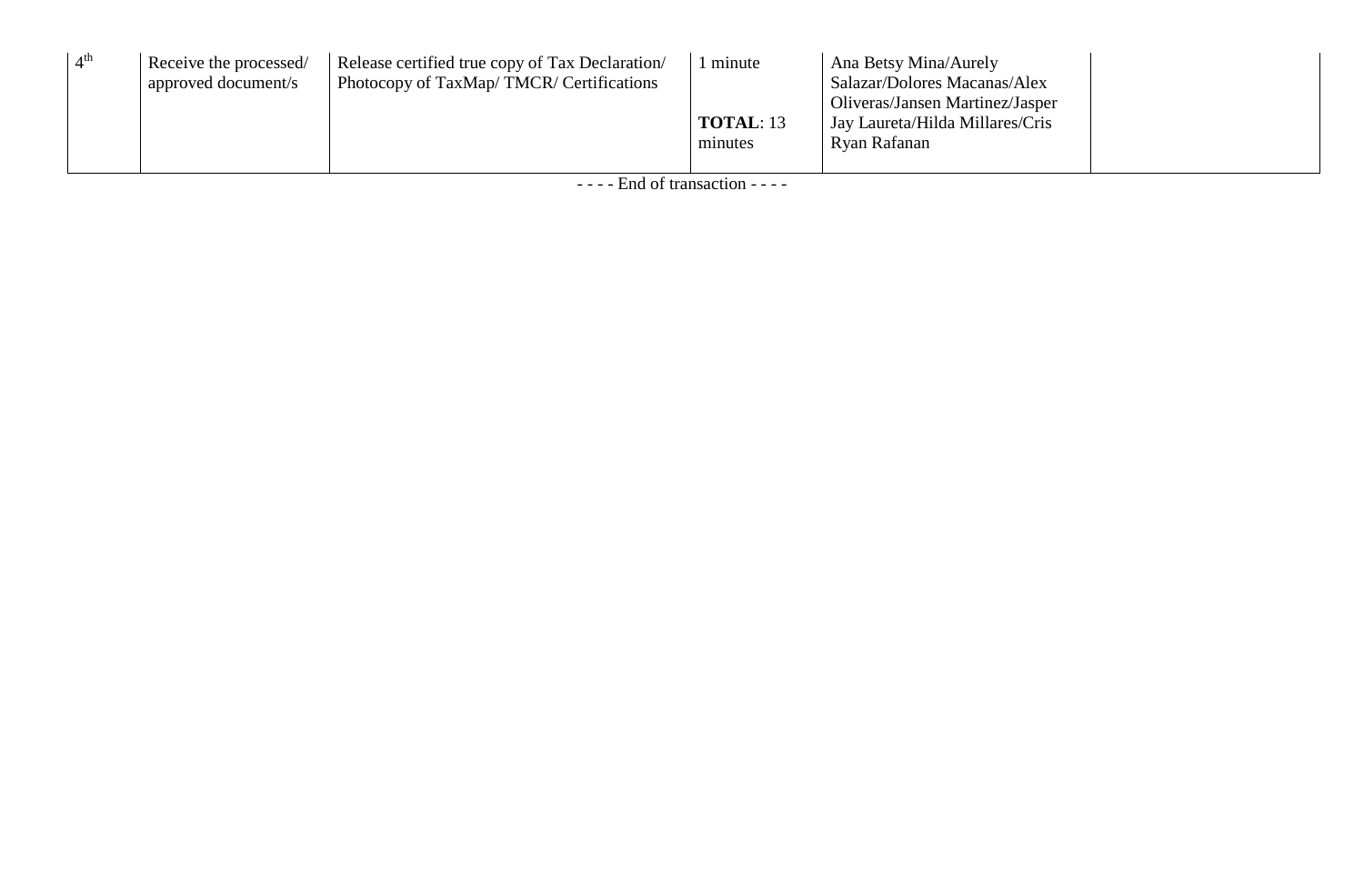| 4th | Receive the processed/ approved document/s | Release certified true copy of Tax Declaration/ Photocopy of TaxMap/ TMCR/ Certifications | 1 minute<br><br>**TOTAL**: 13 minutes | Ana Betsy Mina/Aurely Salazar/Dolores Macanas/Alex Oliveras/Jansen Martinez/Jasper Jay Laureta/Hilda Millares/Cris Ryan Rafanan | |
|---|---|---|---|---|---|

- - - - End of transaction - - - -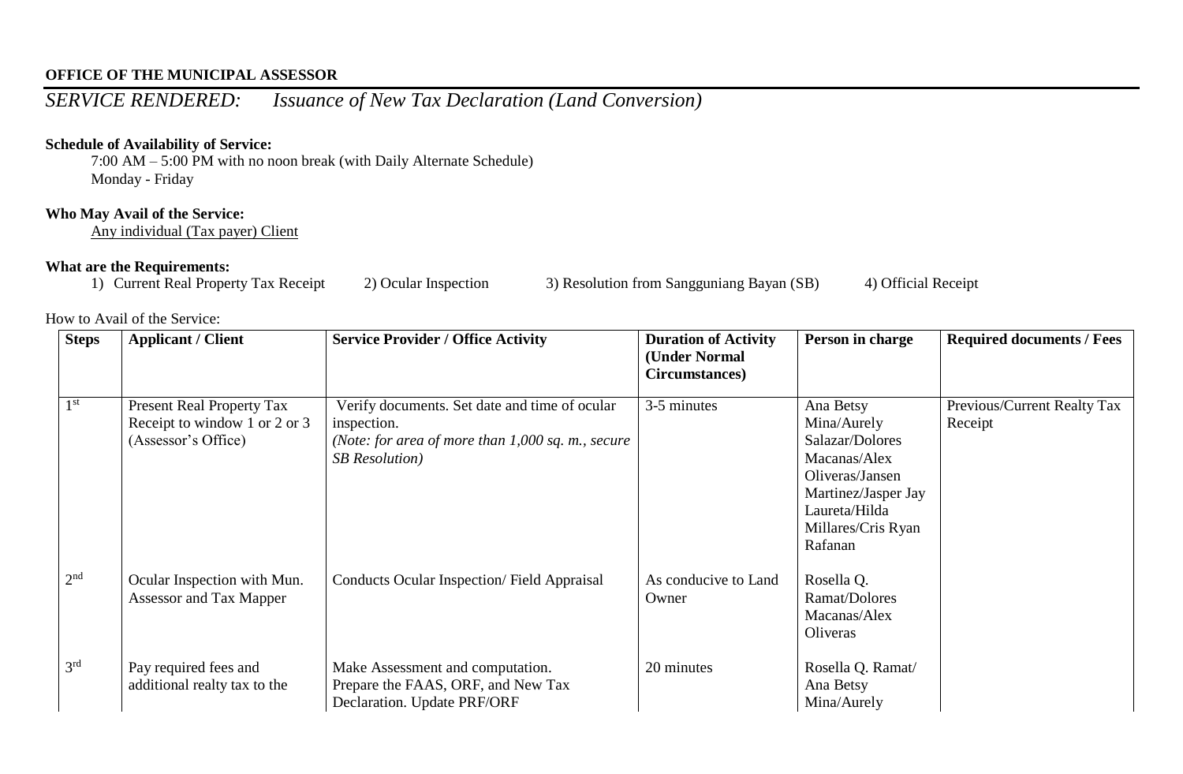**OFFICE OF THE MUNICIPAL ASSESSOR**

*SERVICE RENDERED: Issuance of New Tax Declaration (Land Conversion)*

**Schedule of Availability of Service:**

7:00 AM – 5:00 PM with no noon break (with Daily Alternate Schedule)
Monday - Friday

**Who May Avail of the Service:**

Any individual (Tax payer) Client

**What are the Requirements:**

1) Current Real Property Tax Receipt 2) Ocular Inspection 3) Resolution from Sangguniang Bayan (SB) 4) Official Receipt

How to Avail of the Service:

| Steps | Applicant / Client | Service Provider / Office Activity | Duration of Activity (Under Normal Circumstances) | Person in charge | Required documents / Fees |
|---|---|---|---|---|---|
| 1st | Present Real Property Tax Receipt to window 1 or 2 or 3 (Assessor's Office) | Verify documents. Set date and time of ocular inspection. *(Note: for area of more than 1,000 sq. m., secure SB Resolution)* | 3-5 minutes | Ana Betsy Mina/Aurely Salazar/Dolores Macanas/Alex Oliveras/Jansen Martinez/Jasper Jay Laureta/Hilda Millares/Cris Ryan Rafanan | Previous/Current Realty Tax Receipt |
| 2nd | Ocular Inspection with Mun. Assessor and Tax Mapper | Conducts Ocular Inspection/ Field Appraisal | As conducive to Land Owner | Rosella Q. Ramat/Dolores Macanas/Alex Oliveras | |
| 3rd | Pay required fees and additional realty tax to the | Make Assessment and computation. Prepare the FAAS, ORF, and New Tax Declaration. Update PRF/ORF | 20 minutes | Rosella Q. Ramat/ Ana Betsy Mina/Aurely | |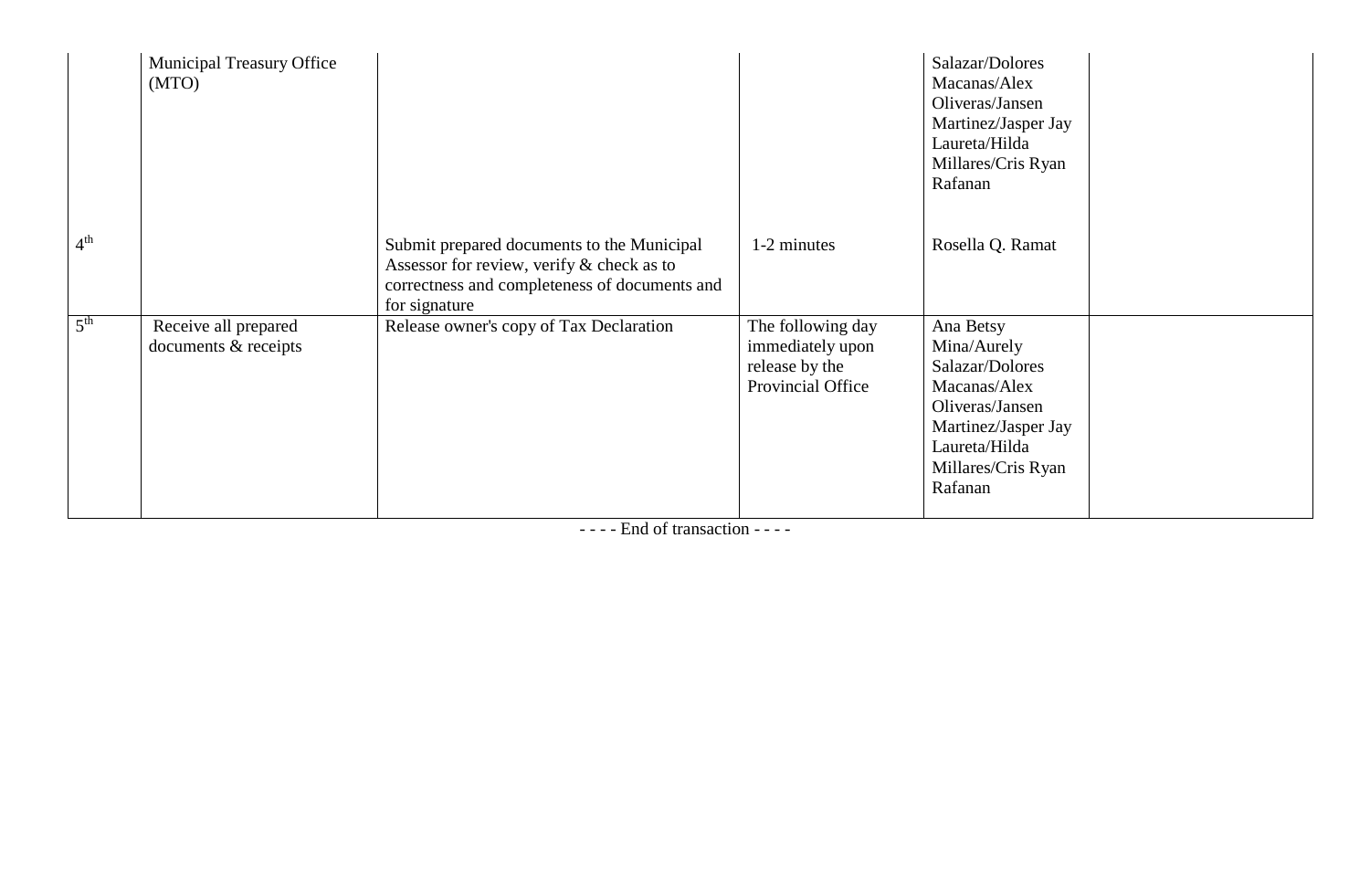| | | | | | |
|---|---|---|---|---|---|
| | Municipal Treasury Office (MTO) | | | Salazar/Dolores Macanas/Alex Oliveras/Jansen Martinez/Jasper Jay Laureta/Hilda Millares/Cris Ryan Rafanan | |
| 4th | | Submit prepared documents to the Municipal Assessor for review, verify & check as to correctness and completeness of documents and for signature | 1-2 minutes | Rosella Q. Ramat | |
| 5th | Receive all prepared documents & receipts | Release owner's copy of Tax Declaration | The following day immediately upon release by the Provincial Office | Ana Betsy Mina/Aurely Salazar/Dolores Macanas/Alex Oliveras/Jansen Martinez/Jasper Jay Laureta/Hilda Millares/Cris Ryan Rafanan | |

- - - - End of transaction - - - -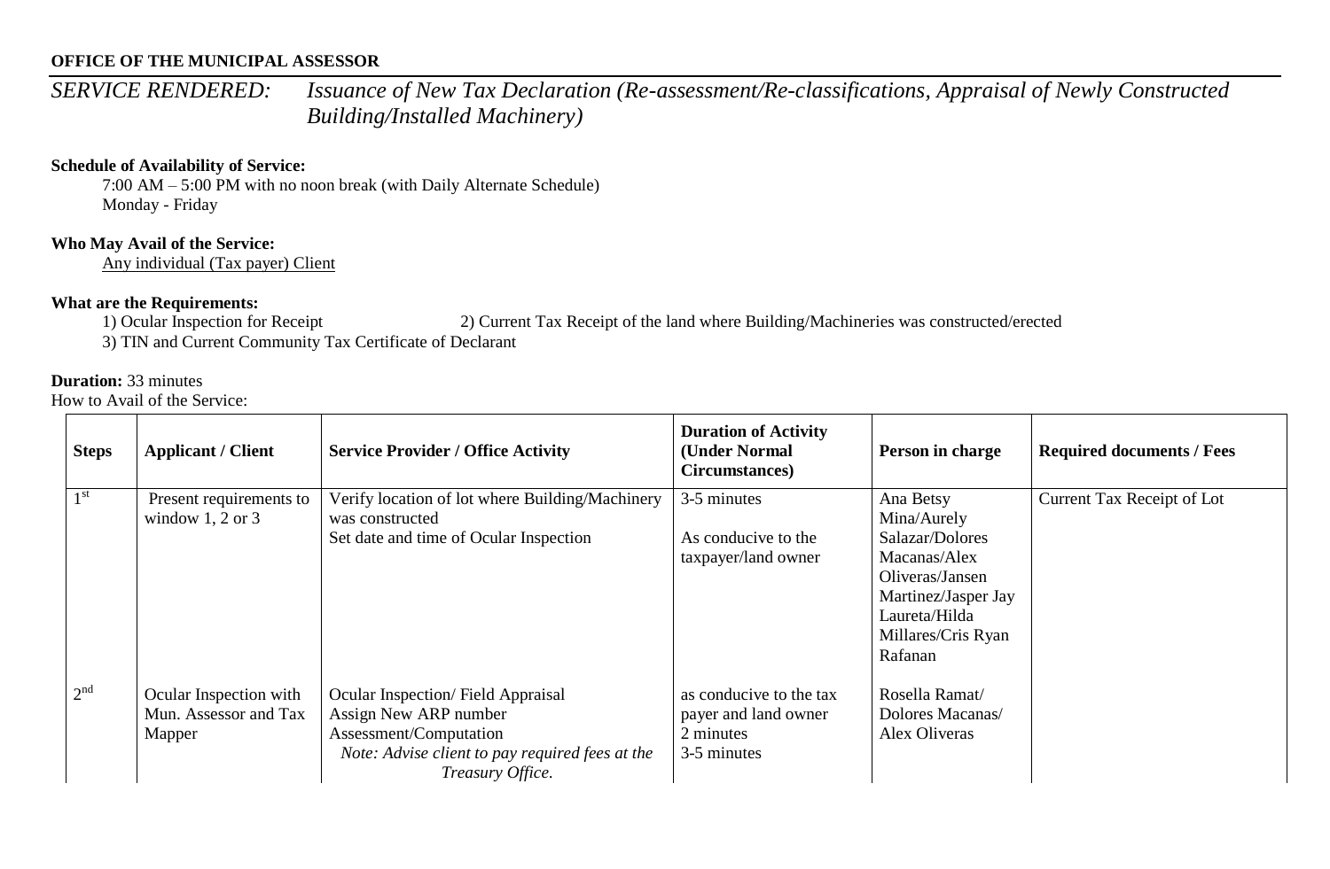**OFFICE OF THE MUNICIPAL ASSESSOR**

*SERVICE RENDERED:* *Issuance of New Tax Declaration (Re-assessment/Re-classifications, Appraisal of Newly Constructed Building/Installed Machinery)*

**Schedule of Availability of Service:**

7:00 AM – 5:00 PM with no noon break (with Daily Alternate Schedule)
Monday - Friday

**Who May Avail of the Service:**

Any individual (Tax payer) Client

**What are the Requirements:**

1) Ocular Inspection for Receipt
2) Current Tax Receipt of the land where Building/Machineries was constructed/erected
3) TIN and Current Community Tax Certificate of Declarant

**Duration:** 33 minutes

How to Avail of the Service:

| Steps | Applicant / Client | Service Provider / Office Activity | Duration of Activity (Under Normal Circumstances) | Person in charge | Required documents / Fees |
|---|---|---|---|---|---|
| 1st | Present requirements to window 1, 2 or 3 | Verify location of lot where Building/Machinery was constructed<br>Set date and time of Ocular Inspection | 3-5 minutes<br>As conducive to the taxpayer/land owner | Ana Betsy Mina/Aurely Salazar/Dolores Macanas/Alex Oliveras/Jansen Martinez/Jasper Jay Laureta/Hilda Millares/Cris Ryan Rafanan | Current Tax Receipt of Lot |
| 2nd | Ocular Inspection with Mun. Assessor and Tax Mapper | Ocular Inspection/ Field Appraisal<br>Assign New ARP number<br>Assessment/Computation<br>*Note: Advise client to pay required fees at the Treasury Office.* | as conducive to the tax payer and land owner<br>2 minutes<br>3-5 minutes | Rosella Ramat/ Dolores Macanas/ Alex Oliveras | |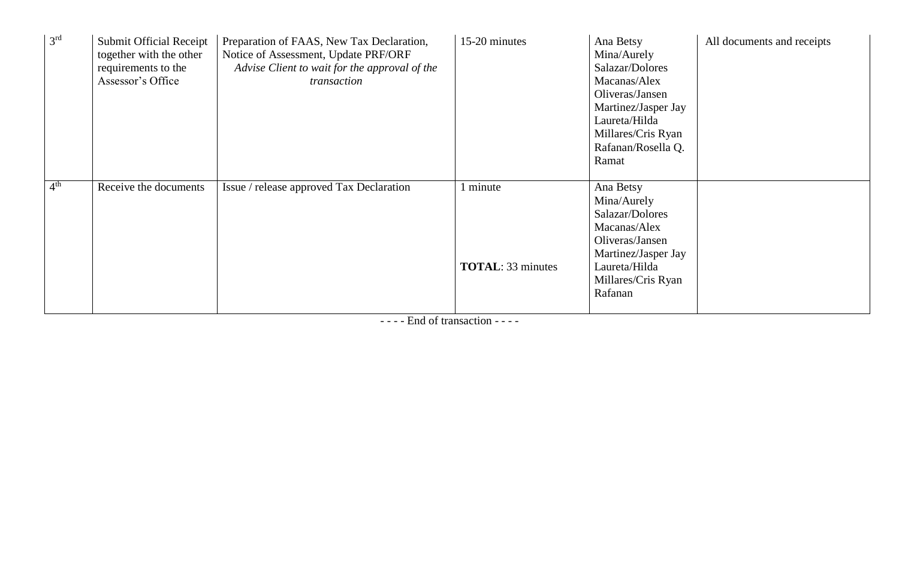| 3rd | Submit Official Receipt together with the other requirements to the Assessor's Office | Preparation of FAAS, New Tax Declaration, Notice of Assessment, Update PRF/ORF *Advise Client to wait for the approval of the transaction* | 15-20 minutes | Ana Betsy Mina/Aurely Salazar/Dolores Macanas/Alex Oliveras/Jansen Martinez/Jasper Jay Laureta/Hilda Millares/Cris Ryan Rafanan/Rosella Q. Ramat | All documents and receipts |
|---|---|---|---|---|---|
| 4th | Receive the documents | Issue / release approved Tax Declaration | 1 minute<br><br>**TOTAL**: 33 minutes | Ana Betsy Mina/Aurely Salazar/Dolores Macanas/Alex Oliveras/Jansen Martinez/Jasper Jay Laureta/Hilda Millares/Cris Ryan Rafanan | |

- - - - End of transaction - - - -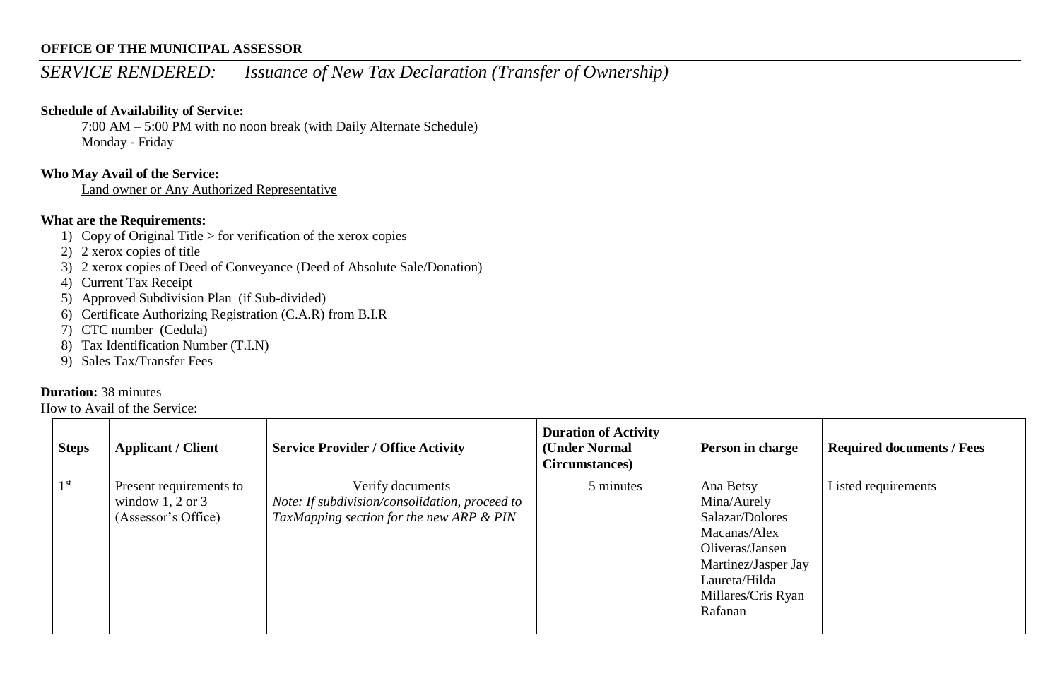**OFFICE OF THE MUNICIPAL ASSESSOR**

*SERVICE RENDERED: Issuance of New Tax Declaration (Transfer of Ownership)*

**Schedule of Availability of Service:**

7:00 AM – 5:00 PM with no noon break (with Daily Alternate Schedule)
Monday - Friday

**Who May Avail of the Service:**

Land owner or Any Authorized Representative

**What are the Requirements:**

1) Copy of Original Title > for verification of the xerox copies
2) 2 xerox copies of title
3) 2 xerox copies of Deed of Conveyance (Deed of Absolute Sale/Donation)
4) Current Tax Receipt
5) Approved Subdivision Plan (if Sub-divided)
6) Certificate Authorizing Registration (C.A.R) from B.I.R
7) CTC number (Cedula)
8) Tax Identification Number (T.I.N)
9) Sales Tax/Transfer Fees

**Duration:** 38 minutes

How to Avail of the Service:

| Steps | Applicant / Client | Service Provider / Office Activity | Duration of Activity (Under Normal Circumstances) | Person in charge | Required documents / Fees |
|---|---|---|---|---|---|
| 1st | Present requirements to window 1, 2 or 3 (Assessor's Office) | Verify documents *Note: If subdivision/consolidation, proceed to TaxMapping section for the new ARP & PIN* | 5 minutes | Ana Betsy Mina/Aurely Salazar/Dolores Macanas/Alex Oliveras/Jansen Martinez/Jasper Jay Laureta/Hilda Millares/Cris Ryan Rafanan | Listed requirements |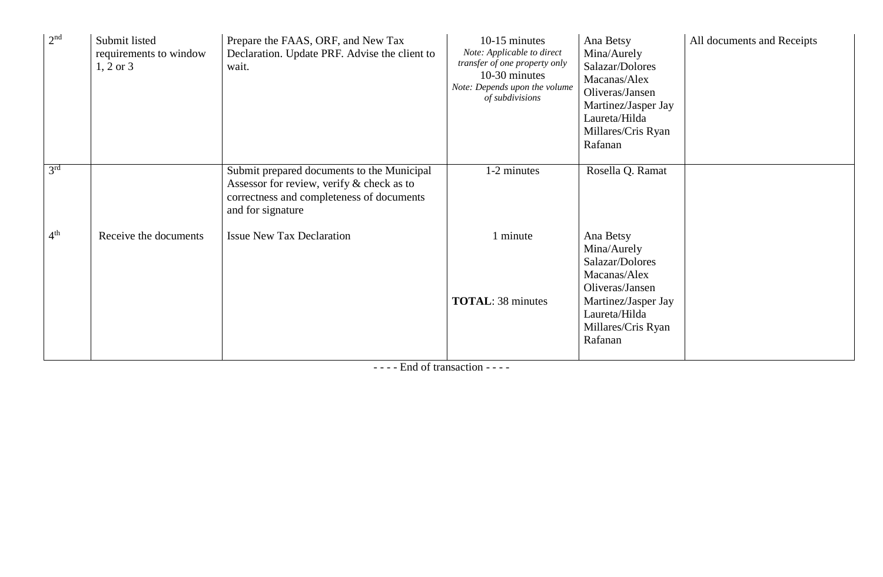| | | | | | |
|---|---|---|---|---|---|
| 2nd | Submit listed requirements to window 1, 2 or 3 | Prepare the FAAS, ORF, and New Tax Declaration. Update PRF. Advise the client to wait. | 10-15 minutes *Note: Applicable to direct transfer of one property only* 10-30 minutes *Note: Depends upon the volume of subdivisions* | Ana Betsy Mina/Aurely Salazar/Dolores Macanas/Alex Oliveras/Jansen Martinez/Jasper Jay Laureta/Hilda Millares/Cris Ryan Rafanan | All documents and Receipts |
| 3rd | | Submit prepared documents to the Municipal Assessor for review, verify & check as to correctness and completeness of documents and for signature | 1-2 minutes | Rosella Q. Ramat | |
| 4th | Receive the documents | Issue New Tax Declaration | 1 minute<br><br>**TOTAL**: 38 minutes | Ana Betsy Mina/Aurely Salazar/Dolores Macanas/Alex Oliveras/Jansen Martinez/Jasper Jay Laureta/Hilda Millares/Cris Ryan Rafanan | |

- - - - End of transaction - - - -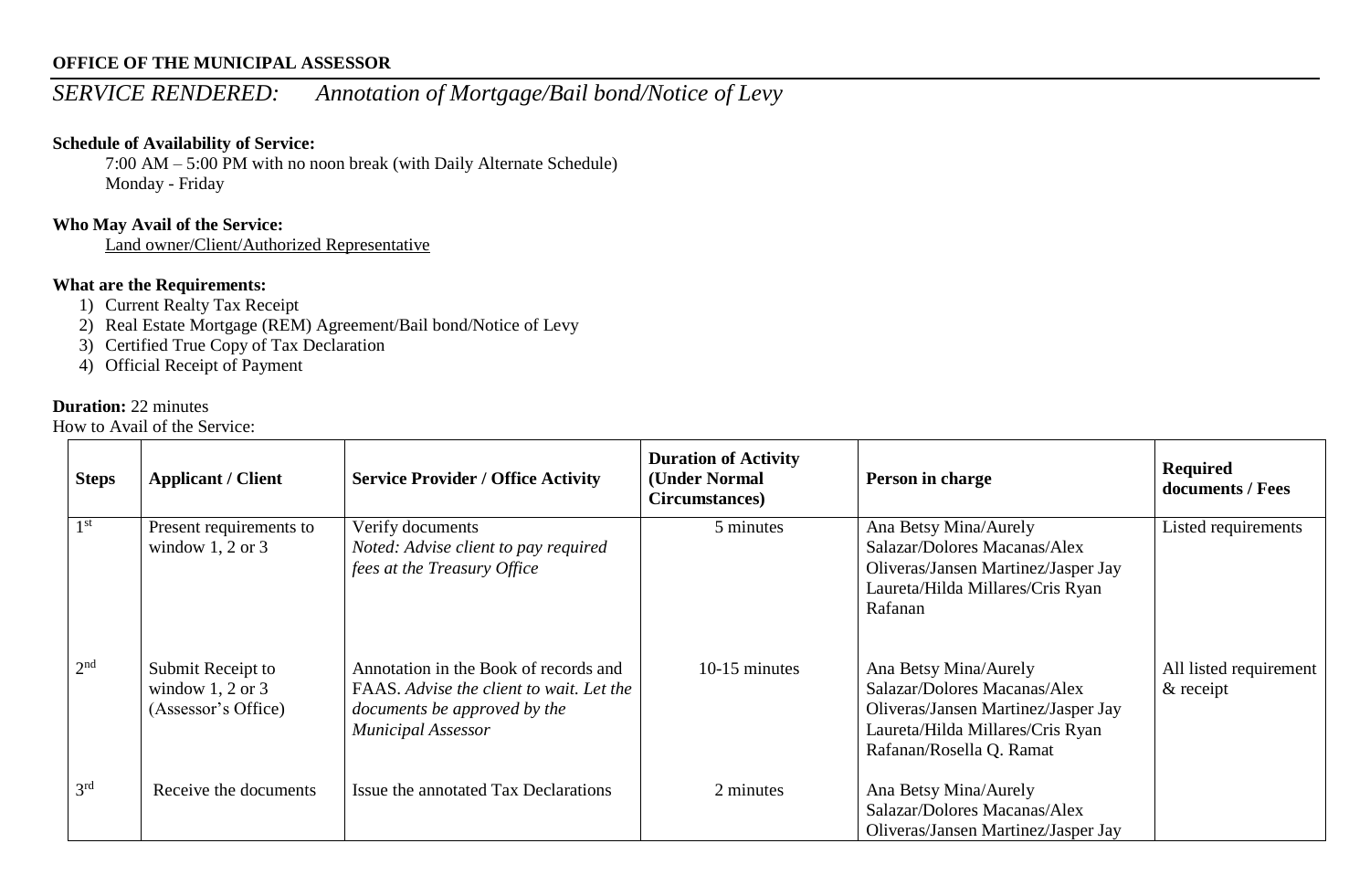**OFFICE OF THE MUNICIPAL ASSESSOR**

*SERVICE RENDERED: Annotation of Mortgage/Bail bond/Notice of Levy*

**Schedule of Availability of Service:**

7:00 AM – 5:00 PM with no noon break (with Daily Alternate Schedule)
Monday - Friday

**Who May Avail of the Service:**

Land owner/Client/Authorized Representative

**What are the Requirements:**

1) Current Realty Tax Receipt
2) Real Estate Mortgage (REM) Agreement/Bail bond/Notice of Levy
3) Certified True Copy of Tax Declaration
4) Official Receipt of Payment

**Duration:** 22 minutes

How to Avail of the Service:

| **Steps** | **Applicant / Client** | **Service Provider / Office Activity** | **Duration of Activity (Under Normal Circumstances)** | **Person in charge** | **Required documents / Fees** |
|---|---|---|---|---|---|
| 1st | Present requirements to window 1, 2 or 3 | Verify documents *Noted: Advise client to pay required fees at the Treasury Office* | 5 minutes | Ana Betsy Mina/Aurely Salazar/Dolores Macanas/Alex Oliveras/Jansen Martinez/Jasper Jay Laureta/Hilda Millares/Cris Ryan Rafanan | Listed requirements |
| 2nd | Submit Receipt to window 1, 2 or 3 (Assessor's Office) | Annotation in the Book of records and FAAS. *Advise the client to wait. Let the documents be approved by the Municipal Assessor* | 10-15 minutes | Ana Betsy Mina/Aurely Salazar/Dolores Macanas/Alex Oliveras/Jansen Martinez/Jasper Jay Laureta/Hilda Millares/Cris Ryan Rafanan/Rosella Q. Ramat | All listed requirement & receipt |
| 3rd | Receive the documents | Issue the annotated Tax Declarations | 2 minutes | Ana Betsy Mina/Aurely Salazar/Dolores Macanas/Alex Oliveras/Jansen Martinez/Jasper Jay | |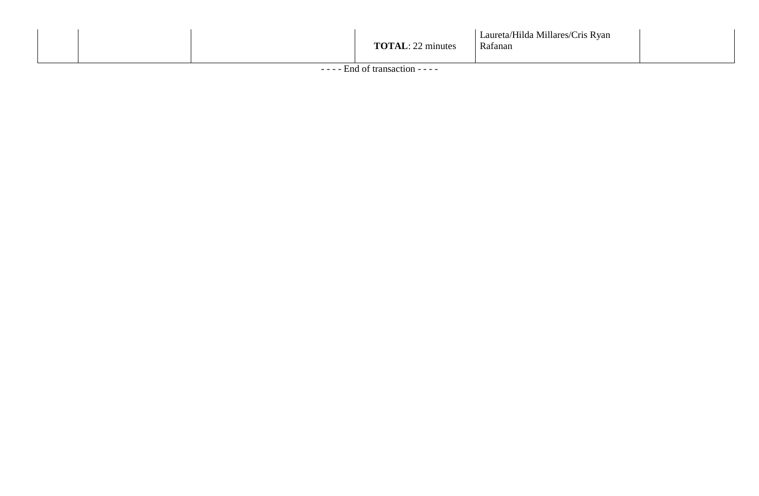|  |  |  | **TOTAL**: 22 minutes | Laureta/Hilda Millares/Cris Ryan Rafanan |  |
|---|---|---|---|---|---|

- - - - End of transaction - - - -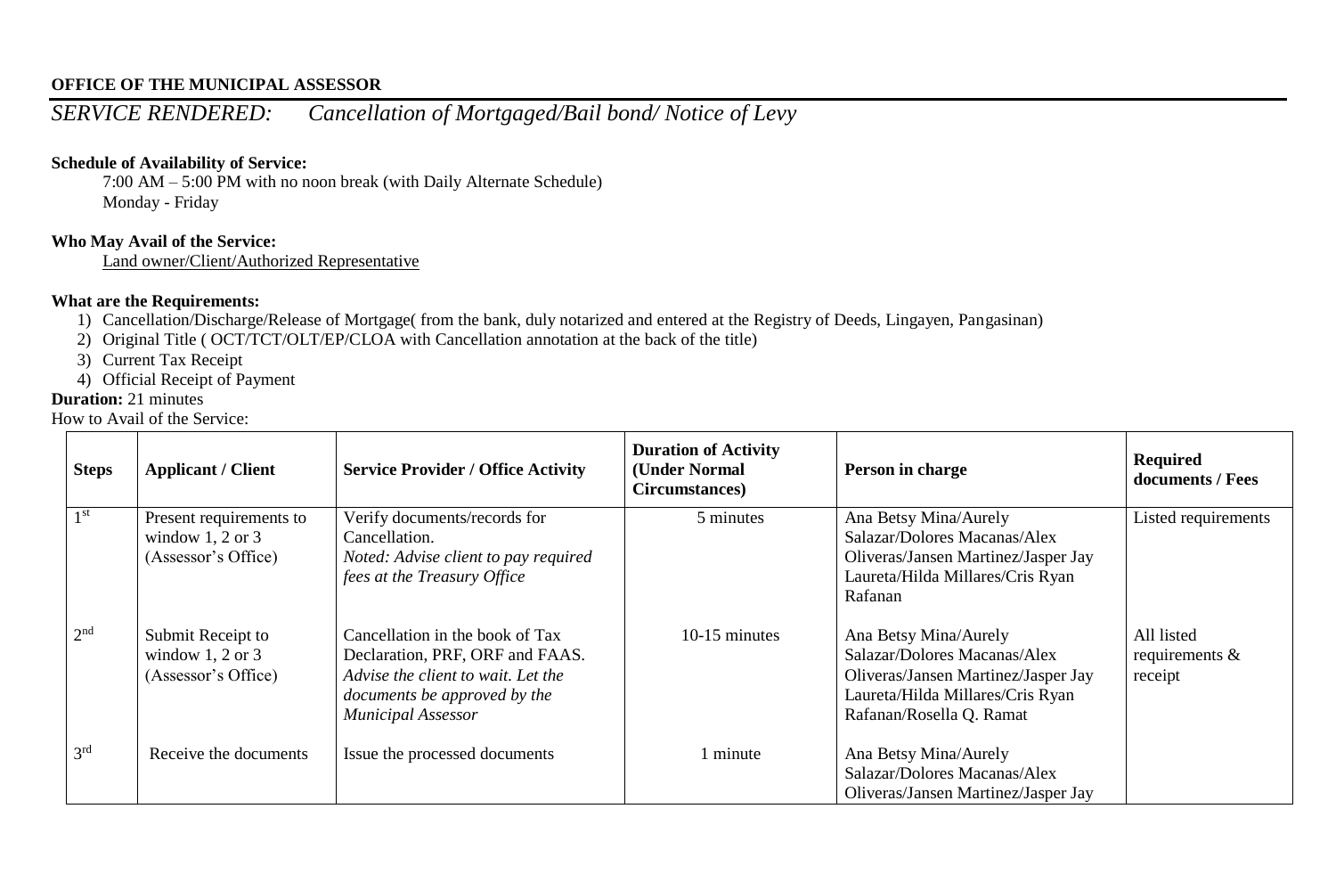**OFFICE OF THE MUNICIPAL ASSESSOR**

*SERVICE RENDERED: Cancellation of Mortgaged/Bail bond/ Notice of Levy*

**Schedule of Availability of Service:**

7:00 AM – 5:00 PM with no noon break (with Daily Alternate Schedule)
Monday - Friday

**Who May Avail of the Service:**

Land owner/Client/Authorized Representative

**What are the Requirements:**

1) Cancellation/Discharge/Release of Mortgage( from the bank, duly notarized and entered at the Registry of Deeds, Lingayen, Pangasinan)
2) Original Title ( OCT/TCT/OLT/EP/CLOA with Cancellation annotation at the back of the title)
3) Current Tax Receipt
4) Official Receipt of Payment

**Duration:** 21 minutes

How to Avail of the Service:

| **Steps** | **Applicant / Client** | **Service Provider / Office Activity** | **Duration of Activity (Under Normal Circumstances)** | **Person in charge** | **Required documents / Fees** |
|---|---|---|---|---|---|
| 1st | Present requirements to window 1, 2 or 3 (Assessor's Office) | Verify documents/records for Cancellation. *Noted: Advise client to pay required fees at the Treasury Office* | 5 minutes | Ana Betsy Mina/Aurely Salazar/Dolores Macanas/Alex Oliveras/Jansen Martinez/Jasper Jay Laureta/Hilda Millares/Cris Ryan Rafanan | Listed requirements |
| 2nd | Submit Receipt to window 1, 2 or 3 (Assessor's Office) | Cancellation in the book of Tax Declaration, PRF, ORF and FAAS. *Advise the client to wait. Let the documents be approved by the Municipal Assessor* | 10-15 minutes | Ana Betsy Mina/Aurely Salazar/Dolores Macanas/Alex Oliveras/Jansen Martinez/Jasper Jay Laureta/Hilda Millares/Cris Ryan Rafanan/Rosella Q. Ramat | All listed requirements & receipt |
| 3rd | Receive the documents | Issue the processed documents | 1 minute | Ana Betsy Mina/Aurely Salazar/Dolores Macanas/Alex Oliveras/Jansen Martinez/Jasper Jay | |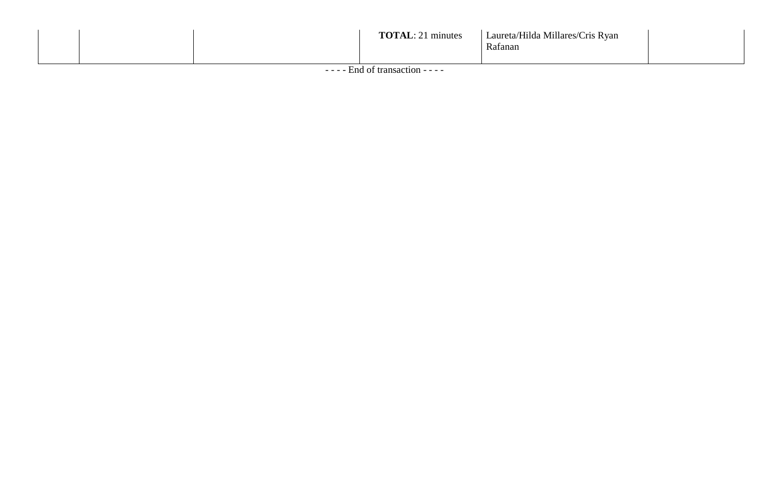|  |  |  | **TOTAL**: 21 minutes | Laureta/Hilda Millares/Cris Ryan Rafanan |  |
|---|---|---|---|---|---|

- - - - End of transaction - - - -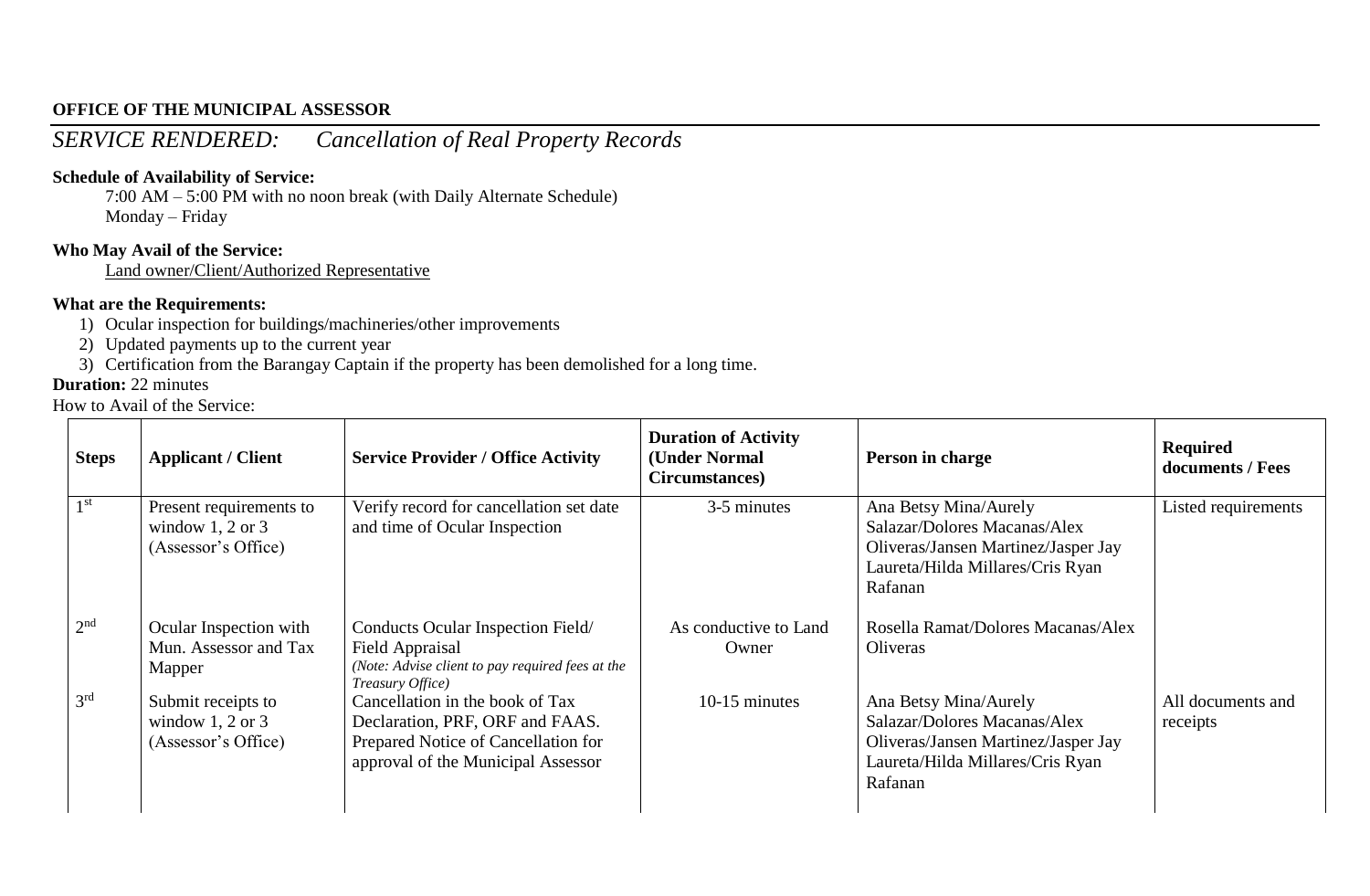**OFFICE OF THE MUNICIPAL ASSESSOR**

*SERVICE RENDERED: Cancellation of Real Property Records*

**Schedule of Availability of Service:**

7:00 AM – 5:00 PM with no noon break (with Daily Alternate Schedule)
Monday – Friday

**Who May Avail of the Service:**

Land owner/Client/Authorized Representative

**What are the Requirements:**

1) Ocular inspection for buildings/machineries/other improvements
2) Updated payments up to the current year
3) Certification from the Barangay Captain if the property has been demolished for a long time.

**Duration:** 22 minutes

How to Avail of the Service:

| Steps | Applicant / Client | Service Provider / Office Activity | Duration of Activity (Under Normal Circumstances) | Person in charge | Required documents / Fees |
|---|---|---|---|---|---|
| 1st | Present requirements to window 1, 2 or 3 (Assessor's Office) | Verify record for cancellation set date and time of Ocular Inspection | 3-5 minutes | Ana Betsy Mina/Aurely Salazar/Dolores Macanas/Alex Oliveras/Jansen Martinez/Jasper Jay Laureta/Hilda Millares/Cris Ryan Rafanan | Listed requirements |
| 2nd | Ocular Inspection with Mun. Assessor and Tax Mapper | Conducts Ocular Inspection Field/ Field Appraisal *(Note: Advise client to pay required fees at the Treasury Office)* | As conductive to Land Owner | Rosella Ramat/Dolores Macanas/Alex Oliveras | |
| 3rd | Submit receipts to window 1, 2 or 3 (Assessor's Office) | Cancellation in the book of Tax Declaration, PRF, ORF and FAAS. Prepared Notice of Cancellation for approval of the Municipal Assessor | 10-15 minutes | Ana Betsy Mina/Aurely Salazar/Dolores Macanas/Alex Oliveras/Jansen Martinez/Jasper Jay Laureta/Hilda Millares/Cris Ryan Rafanan | All documents and receipts |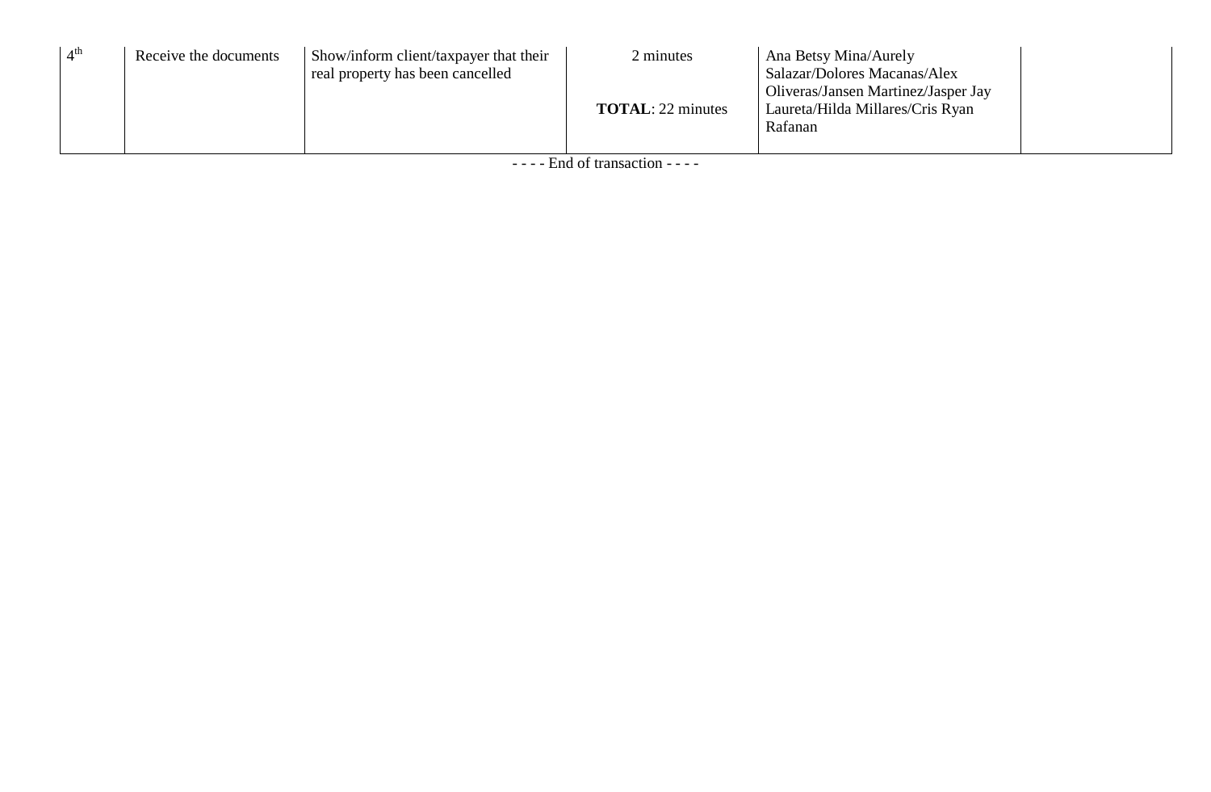| | | | | | |
|---|---|---|---|---|---|
| 4th | Receive the documents | Show/inform client/taxpayer that their real property has been cancelled | 2 minutes<br><br>**TOTAL**: 22 minutes | Ana Betsy Mina/Aurely Salazar/Dolores Macanas/Alex Oliveras/Jansen Martinez/Jasper Jay Laureta/Hilda Millares/Cris Ryan Rafanan | |

- - - - End of transaction - - - -